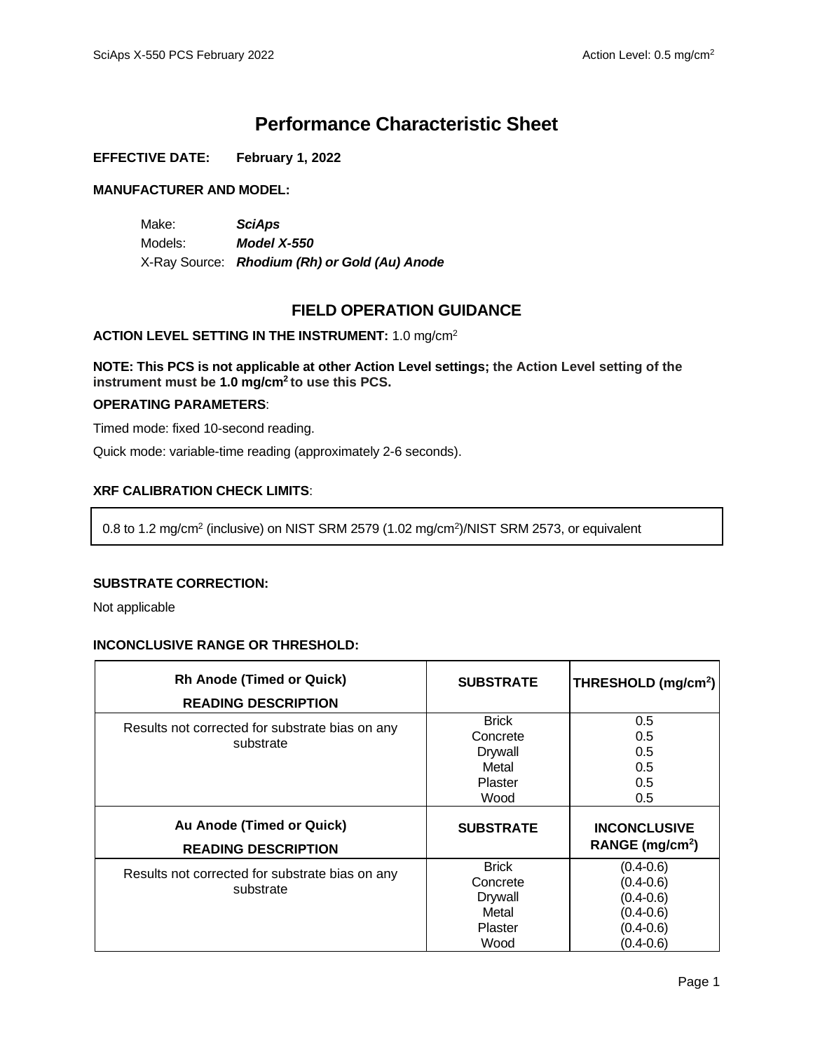# Performance Characteristic Sheet

**EFFECTIVE DATE:** **February 1, 2022**

**MANUFACTURER AND MODEL:**

Make: ***SciAps***
Models: ***Model X-550***
X-Ray Source: ***Rhodium (Rh) or Gold (Au) Anode***

## FIELD OPERATION GUIDANCE

**ACTION LEVEL SETTING IN THE INSTRUMENT:** 1.0 mg/cm$^2$

**NOTE: This PCS is not applicable at other Action Level settings; the Action Level setting of the instrument must be 1.0 mg/cm$^2$ to use this PCS.**

**OPERATING PARAMETERS**:

Timed mode: fixed 10-second reading.

Quick mode: variable-time reading (approximately 2-6 seconds).

**XRF CALIBRATION CHECK LIMITS**:

0.8 to 1.2 mg/cm$^2$ (inclusive) on NIST SRM 2579 (1.02 mg/cm$^2$)/NIST SRM 2573, or equivalent

**SUBSTRATE CORRECTION:**

Not applicable

**INCONCLUSIVE RANGE OR THRESHOLD:**

| Rh Anode (Timed or Quick) READING DESCRIPTION | SUBSTRATE | THRESHOLD (mg/cm$^2$) |
|---|---|---|
| Results not corrected for substrate bias on any substrate | Brick | 0.5 |
| | Concrete | 0.5 |
| | Drywall | 0.5 |
| | Metal | 0.5 |
| | Plaster | 0.5 |
| | Wood | 0.5 |
| **Au Anode (Timed or Quick) READING DESCRIPTION** | **SUBSTRATE** | **INCONCLUSIVE RANGE (mg/cm$^2$)** |
| Results not corrected for substrate bias on any substrate | Brick | (0.4-0.6) |
| | Concrete | (0.4-0.6) |
| | Drywall | (0.4-0.6) |
| | Metal | (0.4-0.6) |
| | Plaster | (0.4-0.6) |
| | Wood | (0.4-0.6) |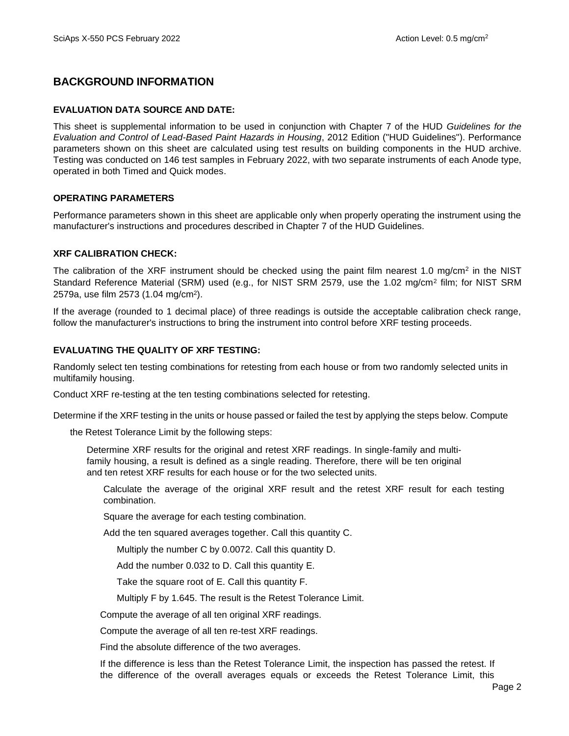## BACKGROUND INFORMATION

### EVALUATION DATA SOURCE AND DATE:

This sheet is supplemental information to be used in conjunction with Chapter 7 of the HUD *Guidelines for the Evaluation and Control of Lead-Based Paint Hazards in Housing*, 2012 Edition ("HUD Guidelines"). Performance parameters shown on this sheet are calculated using test results on building components in the HUD archive. Testing was conducted on 146 test samples in February 2022, with two separate instruments of each Anode type, operated in both Timed and Quick modes.

### OPERATING PARAMETERS

Performance parameters shown in this sheet are applicable only when properly operating the instrument using the manufacturer's instructions and procedures described in Chapter 7 of the HUD Guidelines.

### XRF CALIBRATION CHECK:

The calibration of the XRF instrument should be checked using the paint film nearest 1.0 mg/cm$^2$ in the NIST Standard Reference Material (SRM) used (e.g., for NIST SRM 2579, use the 1.02 mg/cm$^2$ film; for NIST SRM 2579a, use film 2573 (1.04 mg/cm$^2$).

If the average (rounded to 1 decimal place) of three readings is outside the acceptable calibration check range, follow the manufacturer's instructions to bring the instrument into control before XRF testing proceeds.

### EVALUATING THE QUALITY OF XRF TESTING:

Randomly select ten testing combinations for retesting from each house or from two randomly selected units in multifamily housing.

Conduct XRF re-testing at the ten testing combinations selected for retesting.

Determine if the XRF testing in the units or house passed or failed the test by applying the steps below. Compute the Retest Tolerance Limit by the following steps:

Determine XRF results for the original and retest XRF readings. In single-family and multi-family housing, a result is defined as a single reading. Therefore, there will be ten original and ten retest XRF results for each house or for the two selected units.

Calculate the average of the original XRF result and the retest XRF result for each testing combination.

Square the average for each testing combination.

Add the ten squared averages together. Call this quantity C.

Multiply the number C by 0.0072. Call this quantity D.

Add the number 0.032 to D. Call this quantity E.

Take the square root of E. Call this quantity F.

Multiply F by 1.645. The result is the Retest Tolerance Limit.

Compute the average of all ten original XRF readings.

Compute the average of all ten re-test XRF readings.

Find the absolute difference of the two averages.

If the difference is less than the Retest Tolerance Limit, the inspection has passed the retest. If the difference of the overall averages equals or exceeds the Retest Tolerance Limit, this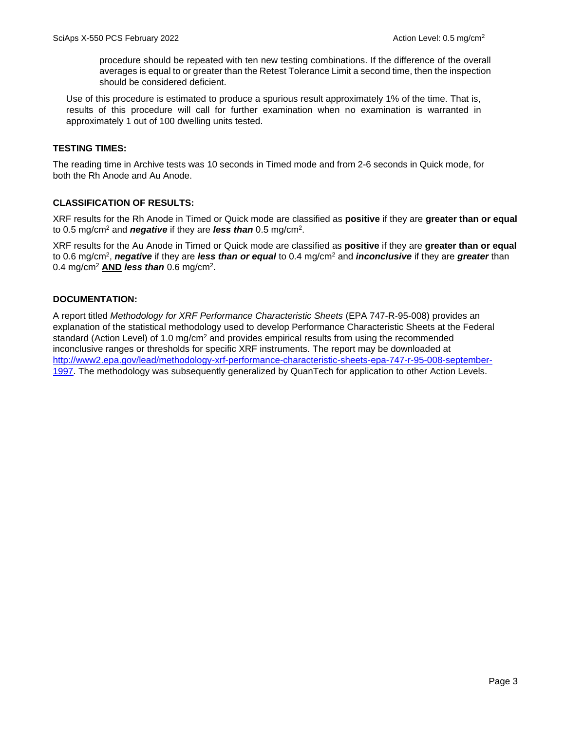procedure should be repeated with ten new testing combinations. If the difference of the overall averages is equal to or greater than the Retest Tolerance Limit a second time, then the inspection should be considered deficient.

Use of this procedure is estimated to produce a spurious result approximately 1% of the time. That is, results of this procedure will call for further examination when no examination is warranted in approximately 1 out of 100 dwelling units tested.

### TESTING TIMES:

The reading time in Archive tests was 10 seconds in Timed mode and from 2-6 seconds in Quick mode, for both the Rh Anode and Au Anode.

### CLASSIFICATION OF RESULTS:

XRF results for the Rh Anode in Timed or Quick mode are classified as **positive** if they are **greater than or equal** to 0.5 mg/cm$^2$ and ***negative*** if they are ***less than*** 0.5 mg/cm$^2$.

XRF results for the Au Anode in Timed or Quick mode are classified as **positive** if they are **greater than or equal** to 0.6 mg/cm$^2$, ***negative*** if they are ***less than or equal*** to 0.4 mg/cm$^2$ and ***inconclusive*** if they are ***greater*** than 0.4 mg/cm$^2$ **AND** ***less than*** 0.6 mg/cm$^2$.

### DOCUMENTATION:

A report titled *Methodology for XRF Performance Characteristic Sheets* (EPA 747-R-95-008) provides an explanation of the statistical methodology used to develop Performance Characteristic Sheets at the Federal standard (Action Level) of 1.0 mg/cm$^2$ and provides empirical results from using the recommended inconclusive ranges or thresholds for specific XRF instruments. The report may be downloaded at [http://www2.epa.gov/lead/methodology-xrf-performance-characteristic-sheets-epa-747-r-95-008-september-1997](http://www2.epa.gov/lead/methodology-xrf-performance-characteristic-sheets-epa-747-r-95-008-september-1997). The methodology was subsequently generalized by QuanTech for application to other Action Levels.